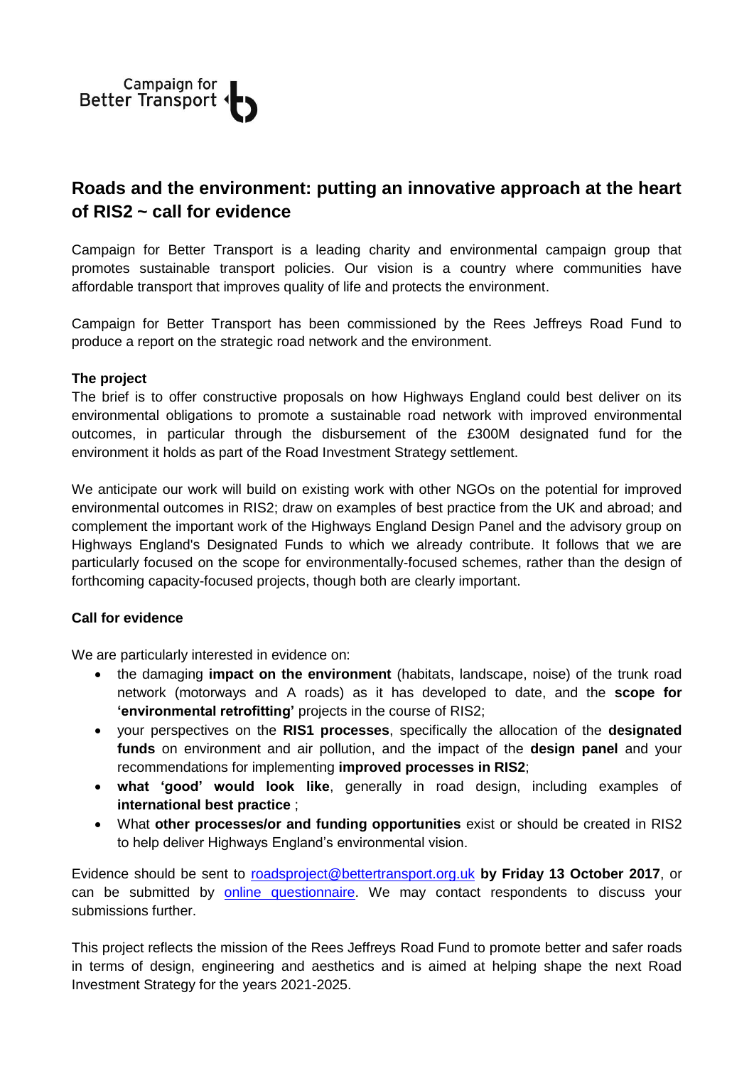Campaign for Better Transport

# Roads and the environment: putting an innovative approach at the heart of RIS2 ~ call for evidence

Campaign for Better Transport is a leading charity and environmental campaign group that promotes sustainable transport policies. Our vision is a country where communities have affordable transport that improves quality of life and protects the environment.

Campaign for Better Transport has been commissioned by the Rees Jeffreys Road Fund to produce a report on the strategic road network and the environment.

**The project**

The brief is to offer constructive proposals on how Highways England could best deliver on its environmental obligations to promote a sustainable road network with improved environmental outcomes, in particular through the disbursement of the £300M designated fund for the environment it holds as part of the Road Investment Strategy settlement.

We anticipate our work will build on existing work with other NGOs on the potential for improved environmental outcomes in RIS2; draw on examples of best practice from the UK and abroad; and complement the important work of the Highways England Design Panel and the advisory group on Highways England's Designated Funds to which we already contribute. It follows that we are particularly focused on the scope for environmentally-focused schemes, rather than the design of forthcoming capacity-focused projects, though both are clearly important.

**Call for evidence**

We are particularly interested in evidence on:

- the damaging **impact on the environment** (habitats, landscape, noise) of the trunk road network (motorways and A roads) as it has developed to date, and the **scope for 'environmental retrofitting'** projects in the course of RIS2;
- your perspectives on the **RIS1 processes**, specifically the allocation of the **designated funds** on environment and air pollution, and the impact of the **design panel** and your recommendations for implementing **improved processes in RIS2**;
- **what 'good' would look like**, generally in road design, including examples of **international best practice** ;
- What **other processes/or and funding opportunities** exist or should be created in RIS2 to help deliver Highways England's environmental vision.

Evidence should be sent to roadsproject@bettertransport.org.uk **by Friday 13 October 2017**, or can be submitted by online questionnaire. We may contact respondents to discuss your submissions further.

This project reflects the mission of the Rees Jeffreys Road Fund to promote better and safer roads in terms of design, engineering and aesthetics and is aimed at helping shape the next Road Investment Strategy for the years 2021-2025.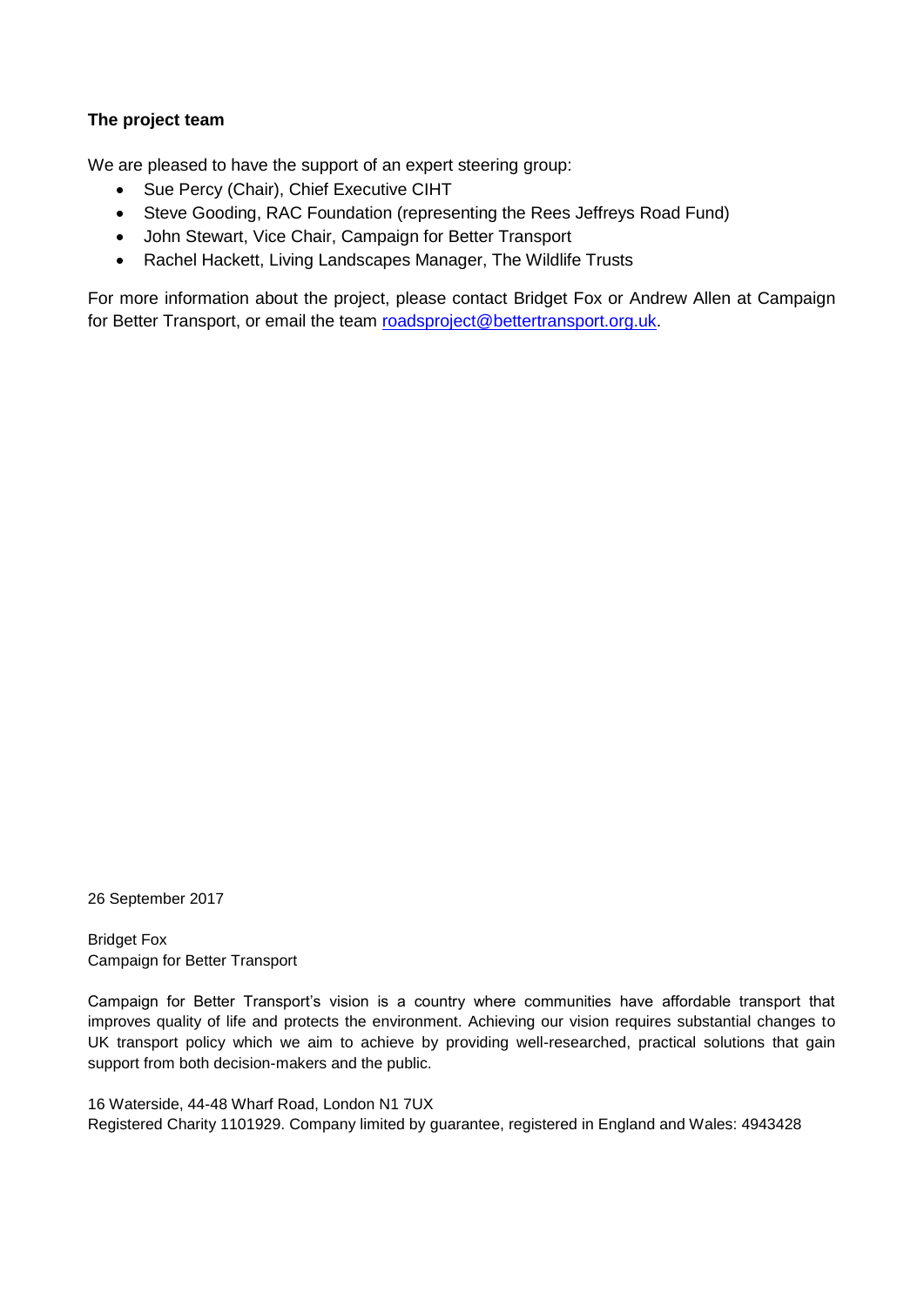**The project team**

We are pleased to have the support of an expert steering group:

- Sue Percy (Chair), Chief Executive CIHT
- Steve Gooding, RAC Foundation (representing the Rees Jeffreys Road Fund)
- John Stewart, Vice Chair, Campaign for Better Transport
- Rachel Hackett, Living Landscapes Manager, The Wildlife Trusts

For more information about the project, please contact Bridget Fox or Andrew Allen at Campaign for Better Transport, or email the team roadsproject@bettertransport.org.uk.

26 September 2017

Bridget Fox
Campaign for Better Transport

Campaign for Better Transport's vision is a country where communities have affordable transport that improves quality of life and protects the environment. Achieving our vision requires substantial changes to UK transport policy which we aim to achieve by providing well-researched, practical solutions that gain support from both decision-makers and the public.

16 Waterside, 44-48 Wharf Road, London N1 7UX
Registered Charity 1101929. Company limited by guarantee, registered in England and Wales: 4943428